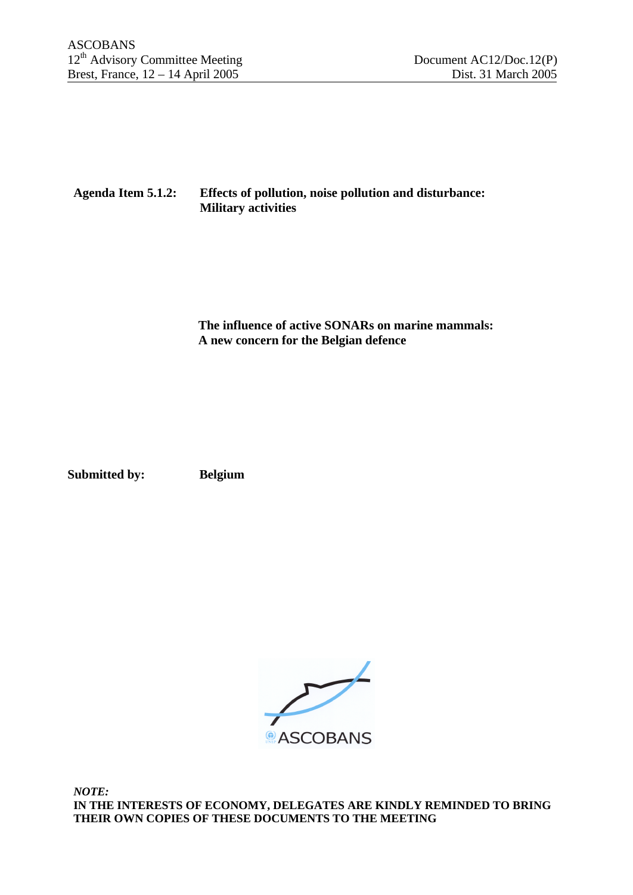ASCOBANS
12th Advisory Committee Meeting
Brest, France, 12 – 14 April 2005

Document AC12/Doc.12(P)
Dist. 31 March 2005

**Agenda Item 5.1.2: Effects of pollution, noise pollution and disturbance: Military activities**

**The influence of active SONARs on marine mammals: A new concern for the Belgian defence**

**Submitted by: Belgium**

ASCOBANS

***NOTE:***
**IN THE INTERESTS OF ECONOMY, DELEGATES ARE KINDLY REMINDED TO BRING THEIR OWN COPIES OF THESE DOCUMENTS TO THE MEETING**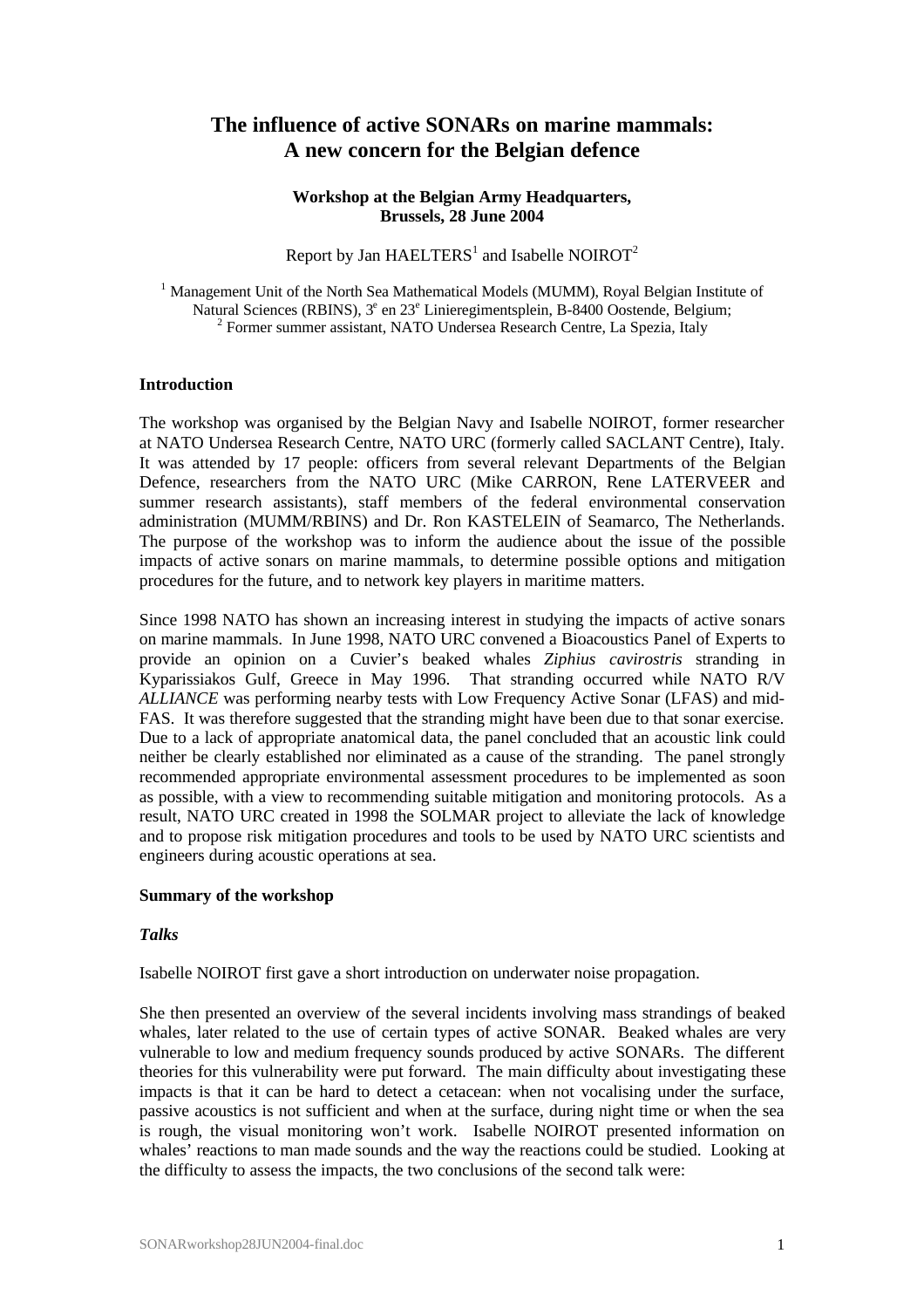# The influence of active SONARs on marine mammals: A new concern for the Belgian defence

**Workshop at the Belgian Army Headquarters, Brussels, 28 June 2004**

Report by Jan HAELTERS[1] and Isabelle NOIROT[2]

[1] Management Unit of the North Sea Mathematical Models (MUMM), Royal Belgian Institute of Natural Sciences (RBINS), 3e en 23e Linieregimentsplein, B-8400 Oostende, Belgium;
[2] Former summer assistant, NATO Undersea Research Centre, La Spezia, Italy

## Introduction

The workshop was organised by the Belgian Navy and Isabelle NOIROT, former researcher at NATO Undersea Research Centre, NATO URC (formerly called SACLANT Centre), Italy. It was attended by 17 people: officers from several relevant Departments of the Belgian Defence, researchers from the NATO URC (Mike CARRON, Rene LATERVEER and summer research assistants), staff members of the federal environmental conservation administration (MUMM/RBINS) and Dr. Ron KASTELEIN of Seamarco, The Netherlands. The purpose of the workshop was to inform the audience about the issue of the possible impacts of active sonars on marine mammals, to determine possible options and mitigation procedures for the future, and to network key players in maritime matters.

Since 1998 NATO has shown an increasing interest in studying the impacts of active sonars on marine mammals. In June 1998, NATO URC convened a Bioacoustics Panel of Experts to provide an opinion on a Cuvier's beaked whales *Ziphius cavirostris* stranding in Kyparissiakos Gulf, Greece in May 1996. That stranding occurred while NATO R/V *ALLIANCE* was performing nearby tests with Low Frequency Active Sonar (LFAS) and mid-FAS. It was therefore suggested that the stranding might have been due to that sonar exercise. Due to a lack of appropriate anatomical data, the panel concluded that an acoustic link could neither be clearly established nor eliminated as a cause of the stranding. The panel strongly recommended appropriate environmental assessment procedures to be implemented as soon as possible, with a view to recommending suitable mitigation and monitoring protocols. As a result, NATO URC created in 1998 the SOLMAR project to alleviate the lack of knowledge and to propose risk mitigation procedures and tools to be used by NATO URC scientists and engineers during acoustic operations at sea.

## Summary of the workshop

### *Talks*

Isabelle NOIROT first gave a short introduction on underwater noise propagation.

She then presented an overview of the several incidents involving mass strandings of beaked whales, later related to the use of certain types of active SONAR. Beaked whales are very vulnerable to low and medium frequency sounds produced by active SONARs. The different theories for this vulnerability were put forward. The main difficulty about investigating these impacts is that it can be hard to detect a cetacean: when not vocalising under the surface, passive acoustics is not sufficient and when at the surface, during night time or when the sea is rough, the visual monitoring won't work. Isabelle NOIROT presented information on whales' reactions to man made sounds and the way the reactions could be studied. Looking at the difficulty to assess the impacts, the two conclusions of the second talk were: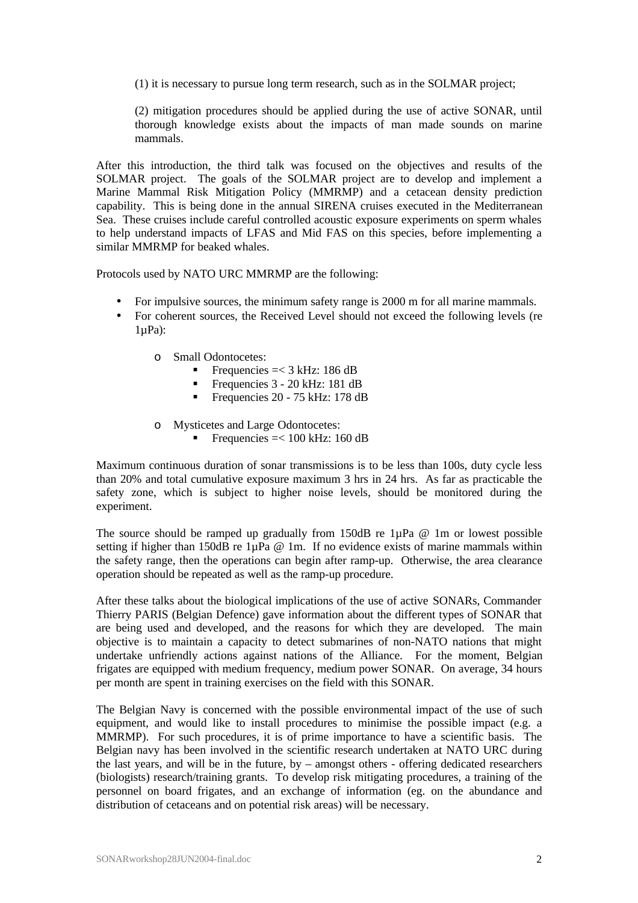(1) it is necessary to pursue long term research, such as in the SOLMAR project;

(2) mitigation procedures should be applied during the use of active SONAR, until thorough knowledge exists about the impacts of man made sounds on marine mammals.

After this introduction, the third talk was focused on the objectives and results of the SOLMAR project. The goals of the SOLMAR project are to develop and implement a Marine Mammal Risk Mitigation Policy (MMRMP) and a cetacean density prediction capability. This is being done in the annual SIRENA cruises executed in the Mediterranean Sea. These cruises include careful controlled acoustic exposure experiments on sperm whales to help understand impacts of LFAS and Mid FAS on this species, before implementing a similar MMRMP for beaked whales.

Protocols used by NATO URC MMRMP are the following:

- For impulsive sources, the minimum safety range is 2000 m for all marine mammals.
- For coherent sources, the Received Level should not exceed the following levels (re 1µPa):
  - Small Odontocetes:
    - Frequencies =< 3 kHz: 186 dB
    - Frequencies 3 - 20 kHz: 181 dB
    - Frequencies 20 - 75 kHz: 178 dB
  - Mysticetes and Large Odontocetes:
    - Frequencies =< 100 kHz: 160 dB

Maximum continuous duration of sonar transmissions is to be less than 100s, duty cycle less than 20% and total cumulative exposure maximum 3 hrs in 24 hrs. As far as practicable the safety zone, which is subject to higher noise levels, should be monitored during the experiment.

The source should be ramped up gradually from 150dB re 1µPa @ 1m or lowest possible setting if higher than 150dB re 1µPa @ 1m. If no evidence exists of marine mammals within the safety range, then the operations can begin after ramp-up. Otherwise, the area clearance operation should be repeated as well as the ramp-up procedure.

After these talks about the biological implications of the use of active SONARs, Commander Thierry PARIS (Belgian Defence) gave information about the different types of SONAR that are being used and developed, and the reasons for which they are developed. The main objective is to maintain a capacity to detect submarines of non-NATO nations that might undertake unfriendly actions against nations of the Alliance. For the moment, Belgian frigates are equipped with medium frequency, medium power SONAR. On average, 34 hours per month are spent in training exercises on the field with this SONAR.

The Belgian Navy is concerned with the possible environmental impact of the use of such equipment, and would like to install procedures to minimise the possible impact (e.g. a MMRMP). For such procedures, it is of prime importance to have a scientific basis. The Belgian navy has been involved in the scientific research undertaken at NATO URC during the last years, and will be in the future, by – amongst others - offering dedicated researchers (biologists) research/training grants. To develop risk mitigating procedures, a training of the personnel on board frigates, and an exchange of information (eg. on the abundance and distribution of cetaceans and on potential risk areas) will be necessary.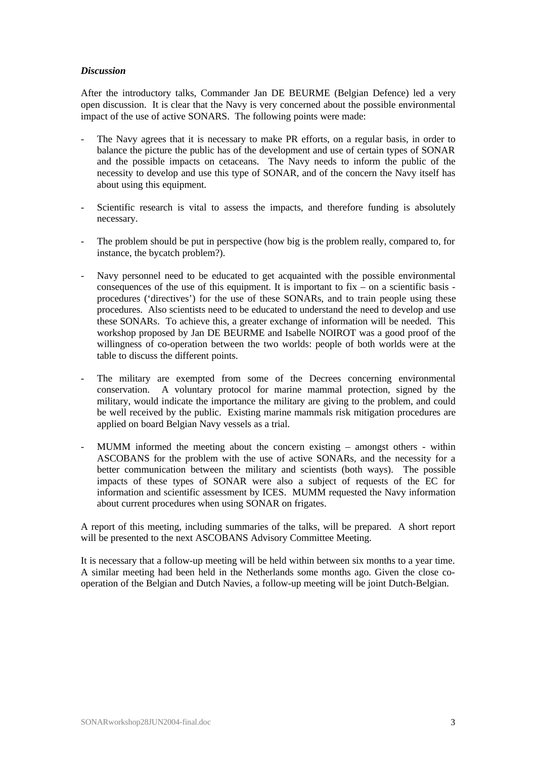***Discussion***

After the introductory talks, Commander Jan DE BEURME (Belgian Defence) led a very open discussion. It is clear that the Navy is very concerned about the possible environmental impact of the use of active SONARS. The following points were made:

- The Navy agrees that it is necessary to make PR efforts, on a regular basis, in order to balance the picture the public has of the development and use of certain types of SONAR and the possible impacts on cetaceans. The Navy needs to inform the public of the necessity to develop and use this type of SONAR, and of the concern the Navy itself has about using this equipment.

- Scientific research is vital to assess the impacts, and therefore funding is absolutely necessary.

- The problem should be put in perspective (how big is the problem really, compared to, for instance, the bycatch problem?).

- Navy personnel need to be educated to get acquainted with the possible environmental consequences of the use of this equipment. It is important to fix – on a scientific basis - procedures ('directives') for the use of these SONARs, and to train people using these procedures. Also scientists need to be educated to understand the need to develop and use these SONARs. To achieve this, a greater exchange of information will be needed. This workshop proposed by Jan DE BEURME and Isabelle NOIROT was a good proof of the willingness of co-operation between the two worlds: people of both worlds were at the table to discuss the different points.

- The military are exempted from some of the Decrees concerning environmental conservation. A voluntary protocol for marine mammal protection, signed by the military, would indicate the importance the military are giving to the problem, and could be well received by the public. Existing marine mammals risk mitigation procedures are applied on board Belgian Navy vessels as a trial.

- MUMM informed the meeting about the concern existing – amongst others - within ASCOBANS for the problem with the use of active SONARs, and the necessity for a better communication between the military and scientists (both ways). The possible impacts of these types of SONAR were also a subject of requests of the EC for information and scientific assessment by ICES. MUMM requested the Navy information about current procedures when using SONAR on frigates.

A report of this meeting, including summaries of the talks, will be prepared. A short report will be presented to the next ASCOBANS Advisory Committee Meeting.

It is necessary that a follow-up meeting will be held within between six months to a year time. A similar meeting had been held in the Netherlands some months ago. Given the close co-operation of the Belgian and Dutch Navies, a follow-up meeting will be joint Dutch-Belgian.